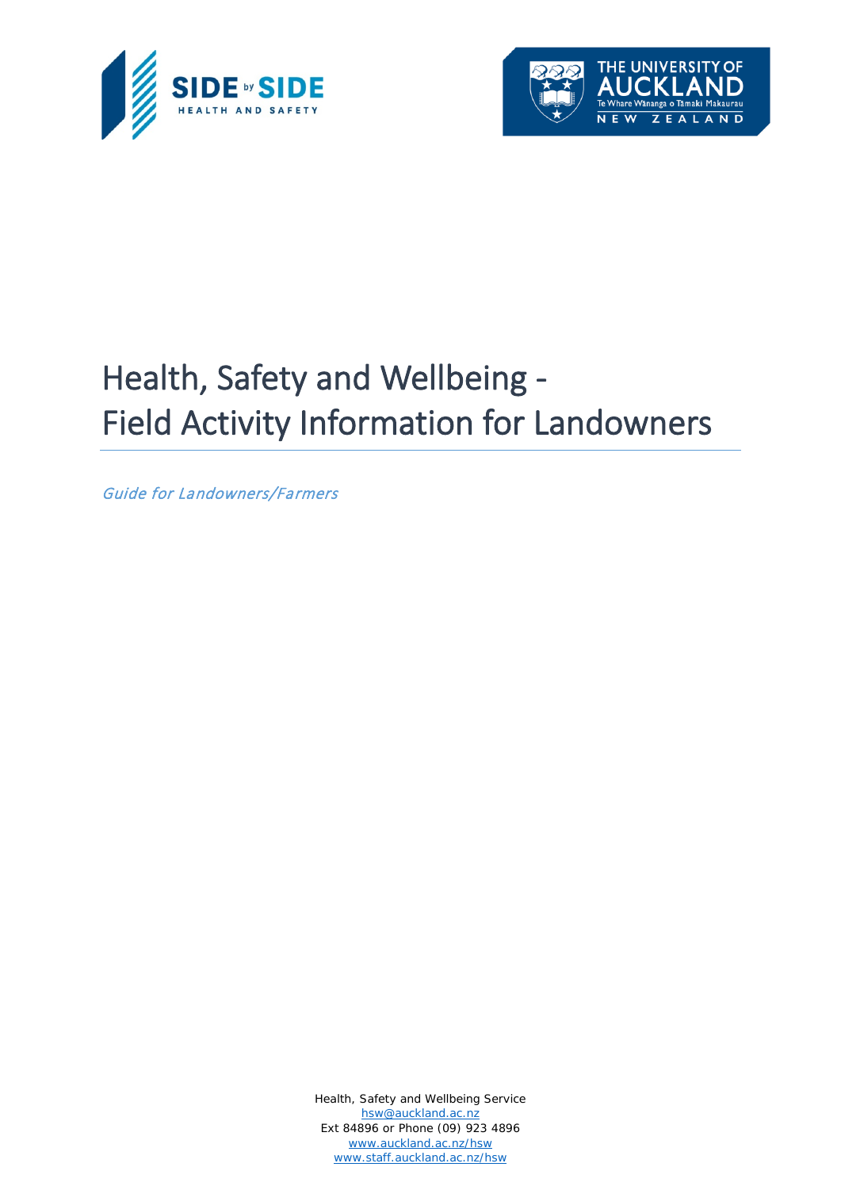# Health, Safety and Wellbeing - Field Activity Information for Landowners

*Guide for Landowners/Farmers*

Health, Safety and Wellbeing Service
hsw@auckland.ac.nz
Ext 84896 or Phone (09) 923 4896
www.auckland.ac.nz/hsw
www.staff.auckland.ac.nz/hsw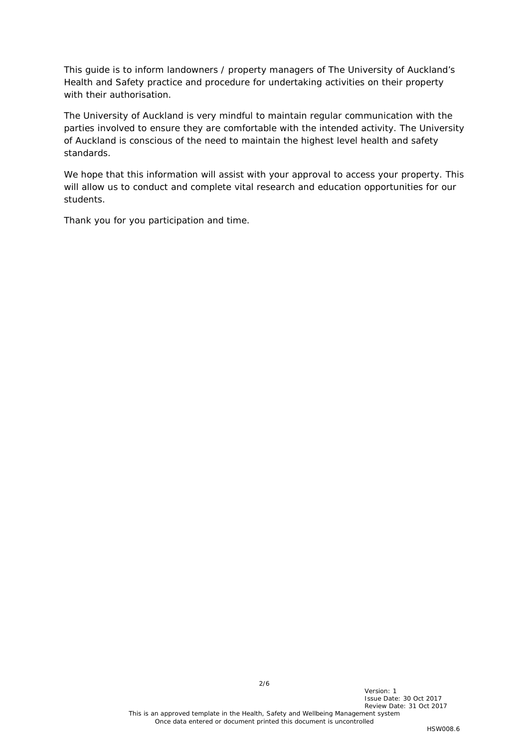This guide is to inform landowners / property managers of The University of Auckland's Health and Safety practice and procedure for undertaking activities on their property with their authorisation.

The University of Auckland is very mindful to maintain regular communication with the parties involved to ensure they are comfortable with the intended activity. The University of Auckland is conscious of the need to maintain the highest level health and safety standards.

We hope that this information will assist with your approval to access your property. This will allow us to conduct and complete vital research and education opportunities for our students.

Thank you for you participation and time.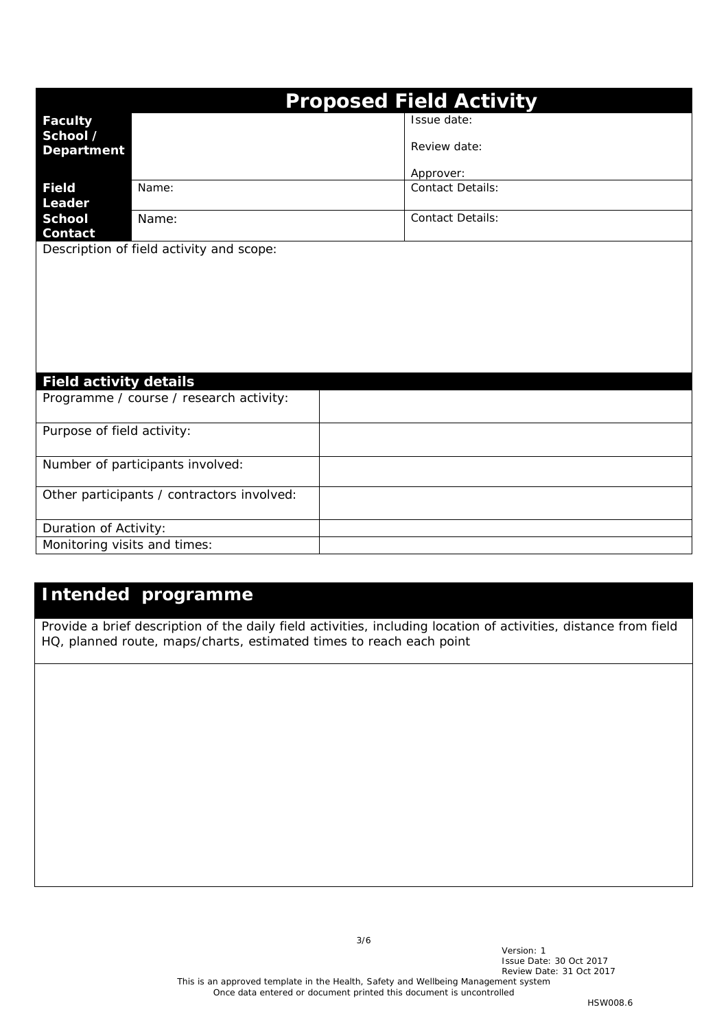## Proposed Field Activity

| | | |
|---|---|---|
| **Faculty School / Department** | | Issue date:<br><br>Review date:<br><br>Approver: |
| **Field Leader** | Name: | Contact Details: |
| **School Contact** | Name: | Contact Details: |

Description of field activity and scope:

### Field activity details

| | |
|---|---|
| Programme / course / research activity: | |
| Purpose of field activity: | |
| Number of participants involved: | |
| Other participants / contractors involved: | |
| Duration of Activity: | |
| Monitoring visits and times: | |

## Intended programme

Provide a brief description of the daily field activities, including location of activities, distance from field HQ, planned route, maps/charts, estimated times to reach each point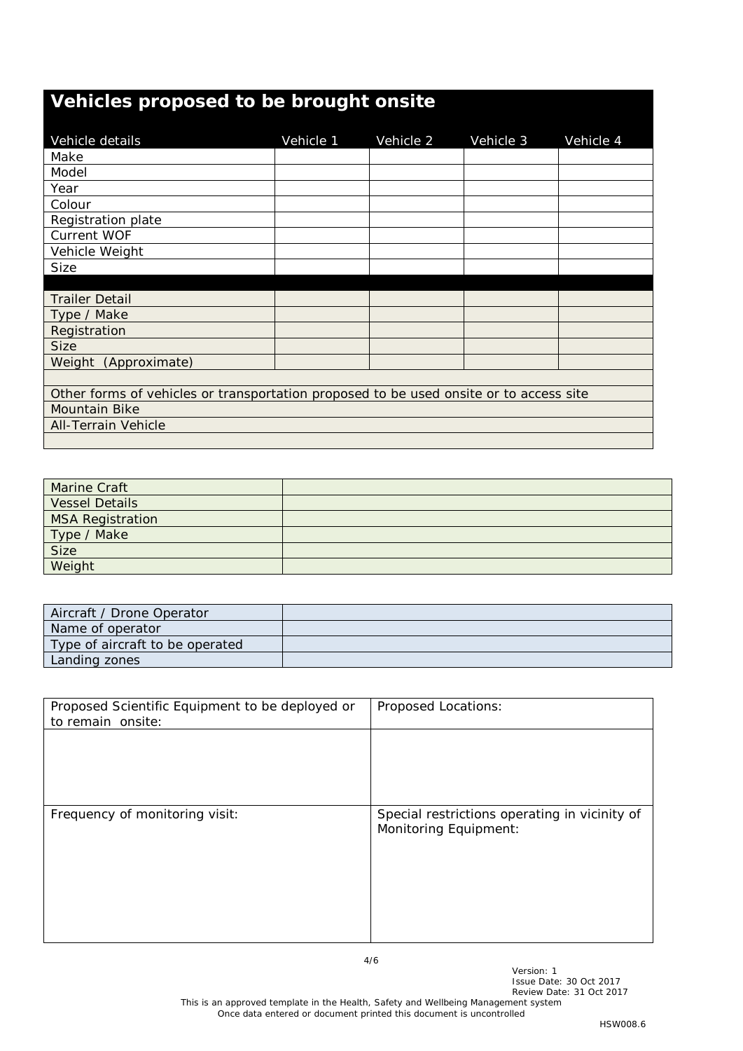## Vehicles proposed to be brought onsite

| Vehicle details | Vehicle 1 | Vehicle 2 | Vehicle 3 | Vehicle 4 |
|---|---|---|---|---|
| Make | | | | |
| Model | | | | |
| Year | | | | |
| Colour | | | | |
| Registration plate | | | | |
| Current WOF | | | | |
| Vehicle Weight | | | | |
| Size | | | | |
| | | | | |
| Trailer Detail | | | | |
| Type / Make | | | | |
| Registration | | | | |
| Size | | | | |
| Weight (Approximate) | | | | |

| Other forms of vehicles or transportation proposed to be used onsite or to access site |
|---|
| Mountain Bike |
| All-Terrain Vehicle |
| |

| Marine Craft | |
|---|---|
| Vessel Details | |
| MSA Registration | |
| Type / Make | |
| Size | |
| Weight | |

| Aircraft / Drone Operator | |
|---|---|
| Name of operator | |
| Type of aircraft to be operated | |
| Landing zones | |

| Proposed Scientific Equipment to be deployed or to remain onsite: | Proposed Locations: |
|---|---|
| | |
| Frequency of monitoring visit: | Special restrictions operating in vicinity of Monitoring Equipment: |

Version: 1
Issue Date: 30 Oct 2017
Review Date: 31 Oct 2017
This is an approved template in the Health, Safety and Wellbeing Management system
Once data entered or document printed this document is uncontrolled

HSW008.6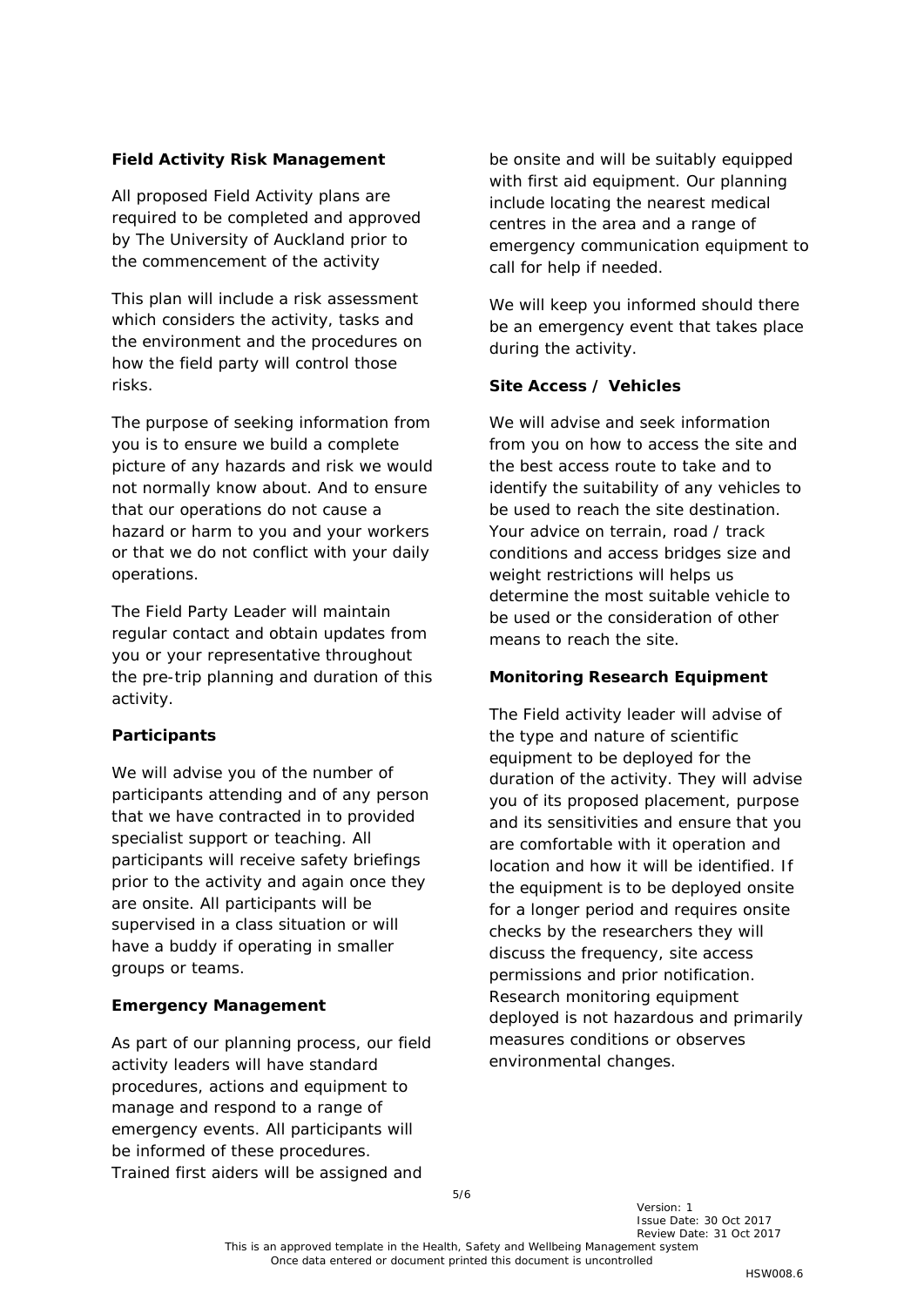**Field Activity Risk Management**

All proposed Field Activity plans are required to be completed and approved by The University of Auckland prior to the commencement of the activity

This plan will include a risk assessment which considers the activity, tasks and the environment and the procedures on how the field party will control those risks.

The purpose of seeking information from you is to ensure we build a complete picture of any hazards and risk we would not normally know about. And to ensure that our operations do not cause a hazard or harm to you and your workers or that we do not conflict with your daily operations.

The Field Party Leader will maintain regular contact and obtain updates from you or your representative throughout the pre-trip planning and duration of this activity.

**Participants**

We will advise you of the number of participants attending and of any person that we have contracted in to provided specialist support or teaching. All participants will receive safety briefings prior to the activity and again once they are onsite. All participants will be supervised in a class situation or will have a buddy if operating in smaller groups or teams.

**Emergency Management**

As part of our planning process, our field activity leaders will have standard procedures, actions and equipment to manage and respond to a range of emergency events. All participants will be informed of these procedures. Trained first aiders will be assigned and be onsite and will be suitably equipped with first aid equipment. Our planning include locating the nearest medical centres in the area and a range of emergency communication equipment to call for help if needed.

We will keep you informed should there be an emergency event that takes place during the activity.

**Site Access / Vehicles**

We will advise and seek information from you on how to access the site and the best access route to take and to identify the suitability of any vehicles to be used to reach the site destination. Your advice on terrain, road / track conditions and access bridges size and weight restrictions will helps us determine the most suitable vehicle to be used or the consideration of other means to reach the site.

**Monitoring Research Equipment**

The Field activity leader will advise of the type and nature of scientific equipment to be deployed for the duration of the activity. They will advise you of its proposed placement, purpose and its sensitivities and ensure that you are comfortable with it operation and location and how it will be identified. If the equipment is to be deployed onsite for a longer period and requires onsite checks by the researchers they will discuss the frequency, site access permissions and prior notification. Research monitoring equipment deployed is not hazardous and primarily measures conditions or observes environmental changes.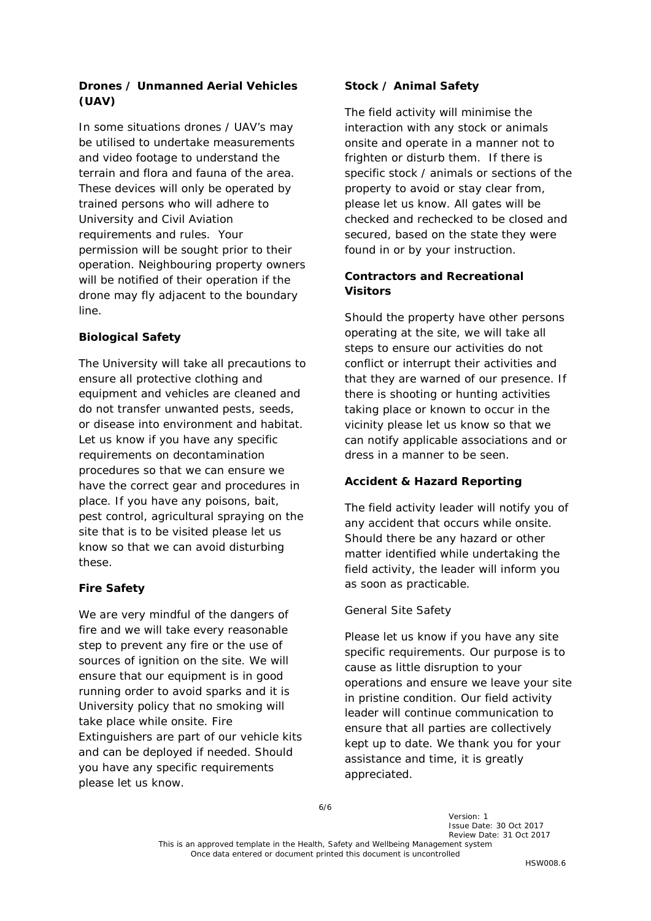**Drones / Unmanned Aerial Vehicles (UAV)**

In some situations drones / UAV's may be utilised to undertake measurements and video footage to understand the terrain and flora and fauna of the area. These devices will only be operated by trained persons who will adhere to University and Civil Aviation requirements and rules. Your permission will be sought prior to their operation. Neighbouring property owners will be notified of their operation if the drone may fly adjacent to the boundary line.

**Biological Safety**

The University will take all precautions to ensure all protective clothing and equipment and vehicles are cleaned and do not transfer unwanted pests, seeds, or disease into environment and habitat. Let us know if you have any specific requirements on decontamination procedures so that we can ensure we have the correct gear and procedures in place. If you have any poisons, bait, pest control, agricultural spraying on the site that is to be visited please let us know so that we can avoid disturbing these.

**Fire Safety**

We are very mindful of the dangers of fire and we will take every reasonable step to prevent any fire or the use of sources of ignition on the site. We will ensure that our equipment is in good running order to avoid sparks and it is University policy that no smoking will take place while onsite. Fire Extinguishers are part of our vehicle kits and can be deployed if needed. Should you have any specific requirements please let us know.

**Stock / Animal Safety**

The field activity will minimise the interaction with any stock or animals onsite and operate in a manner not to frighten or disturb them. If there is specific stock / animals or sections of the property to avoid or stay clear from, please let us know. All gates will be checked and rechecked to be closed and secured, based on the state they were found in or by your instruction.

**Contractors and Recreational Visitors**

Should the property have other persons operating at the site, we will take all steps to ensure our activities do not conflict or interrupt their activities and that they are warned of our presence. If there is shooting or hunting activities taking place or known to occur in the vicinity please let us know so that we can notify applicable associations and or dress in a manner to be seen.

**Accident & Hazard Reporting**

The field activity leader will notify you of any accident that occurs while onsite. Should there be any hazard or other matter identified while undertaking the field activity, the leader will inform you as soon as practicable.

General Site Safety

Please let us know if you have any site specific requirements. Our purpose is to cause as little disruption to your operations and ensure we leave your site in pristine condition. Our field activity leader will continue communication to ensure that all parties are collectively kept up to date. We thank you for your assistance and time, it is greatly appreciated.

Version: 1
Issue Date: 30 Oct 2017
Review Date: 31 Oct 2017

This is an approved template in the Health, Safety and Wellbeing Management system
Once data entered or document printed this document is uncontrolled

HSW008.6